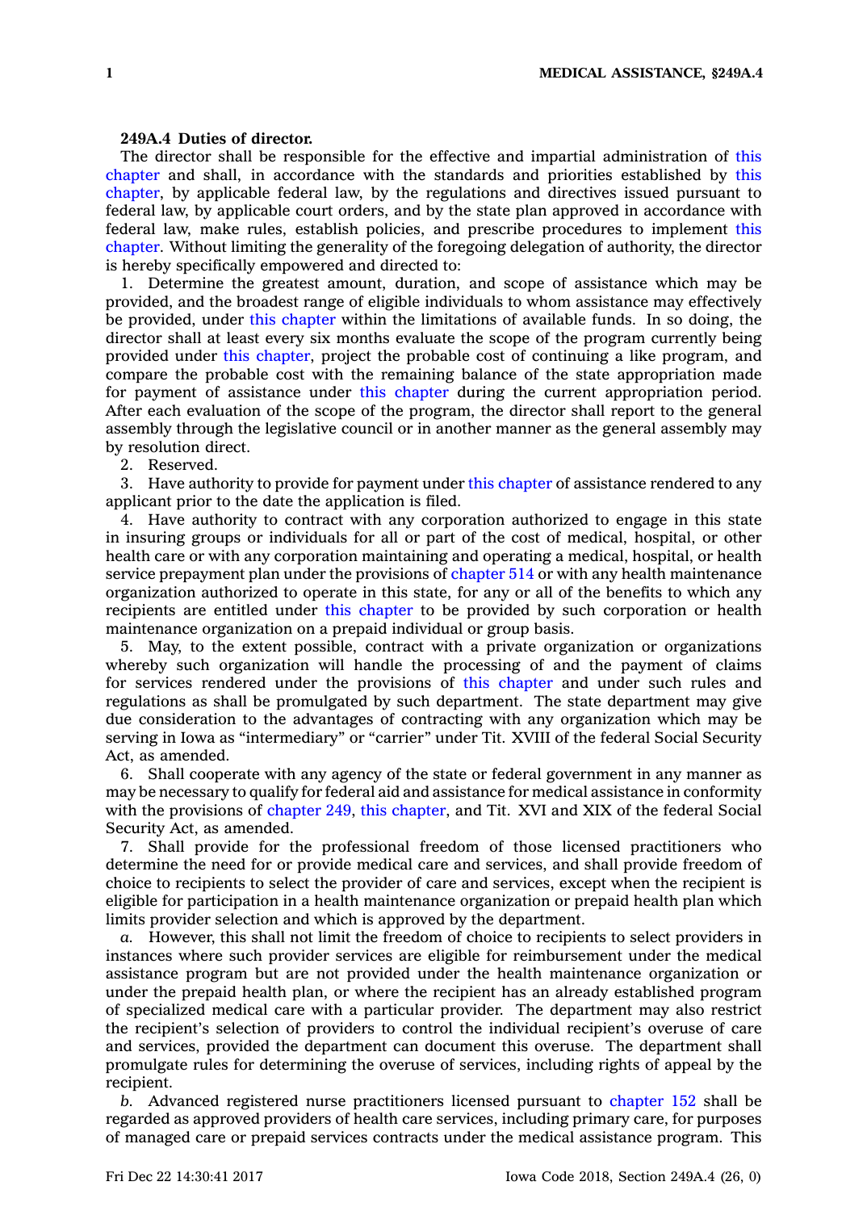**249A.4 Duties of director.**

The director shall be responsible for the effective and impartial administration of this chapter and shall, in accordance with the standards and priorities established by this chapter, by applicable federal law, by the regulations and directives issued pursuant to federal law, by applicable court orders, and by the state plan approved in accordance with federal law, make rules, establish policies, and prescribe procedures to implement this chapter. Without limiting the generality of the foregoing delegation of authority, the director is hereby specifically empowered and directed to:

1. Determine the greatest amount, duration, and scope of assistance which may be provided, and the broadest range of eligible individuals to whom assistance may effectively be provided, under this chapter within the limitations of available funds. In so doing, the director shall at least every six months evaluate the scope of the program currently being provided under this chapter, project the probable cost of continuing a like program, and compare the probable cost with the remaining balance of the state appropriation made for payment of assistance under this chapter during the current appropriation period. After each evaluation of the scope of the program, the director shall report to the general assembly through the legislative council or in another manner as the general assembly may by resolution direct.

2. Reserved.

3. Have authority to provide for payment under this chapter of assistance rendered to any applicant prior to the date the application is filed.

4. Have authority to contract with any corporation authorized to engage in this state in insuring groups or individuals for all or part of the cost of medical, hospital, or other health care or with any corporation maintaining and operating a medical, hospital, or health service prepayment plan under the provisions of chapter 514 or with any health maintenance organization authorized to operate in this state, for any or all of the benefits to which any recipients are entitled under this chapter to be provided by such corporation or health maintenance organization on a prepaid individual or group basis.

5. May, to the extent possible, contract with a private organization or organizations whereby such organization will handle the processing of and the payment of claims for services rendered under the provisions of this chapter and under such rules and regulations as shall be promulgated by such department. The state department may give due consideration to the advantages of contracting with any organization which may be serving in Iowa as "intermediary" or "carrier" under Tit. XVIII of the federal Social Security Act, as amended.

6. Shall cooperate with any agency of the state or federal government in any manner as may be necessary to qualify for federal aid and assistance for medical assistance in conformity with the provisions of chapter 249, this chapter, and Tit. XVI and XIX of the federal Social Security Act, as amended.

7. Shall provide for the professional freedom of those licensed practitioners who determine the need for or provide medical care and services, and shall provide freedom of choice to recipients to select the provider of care and services, except when the recipient is eligible for participation in a health maintenance organization or prepaid health plan which limits provider selection and which is approved by the department.

*a.* However, this shall not limit the freedom of choice to recipients to select providers in instances where such provider services are eligible for reimbursement under the medical assistance program but are not provided under the health maintenance organization or under the prepaid health plan, or where the recipient has an already established program of specialized medical care with a particular provider. The department may also restrict the recipient's selection of providers to control the individual recipient's overuse of care and services, provided the department can document this overuse. The department shall promulgate rules for determining the overuse of services, including rights of appeal by the recipient.

*b.* Advanced registered nurse practitioners licensed pursuant to chapter 152 shall be regarded as approved providers of health care services, including primary care, for purposes of managed care or prepaid services contracts under the medical assistance program. This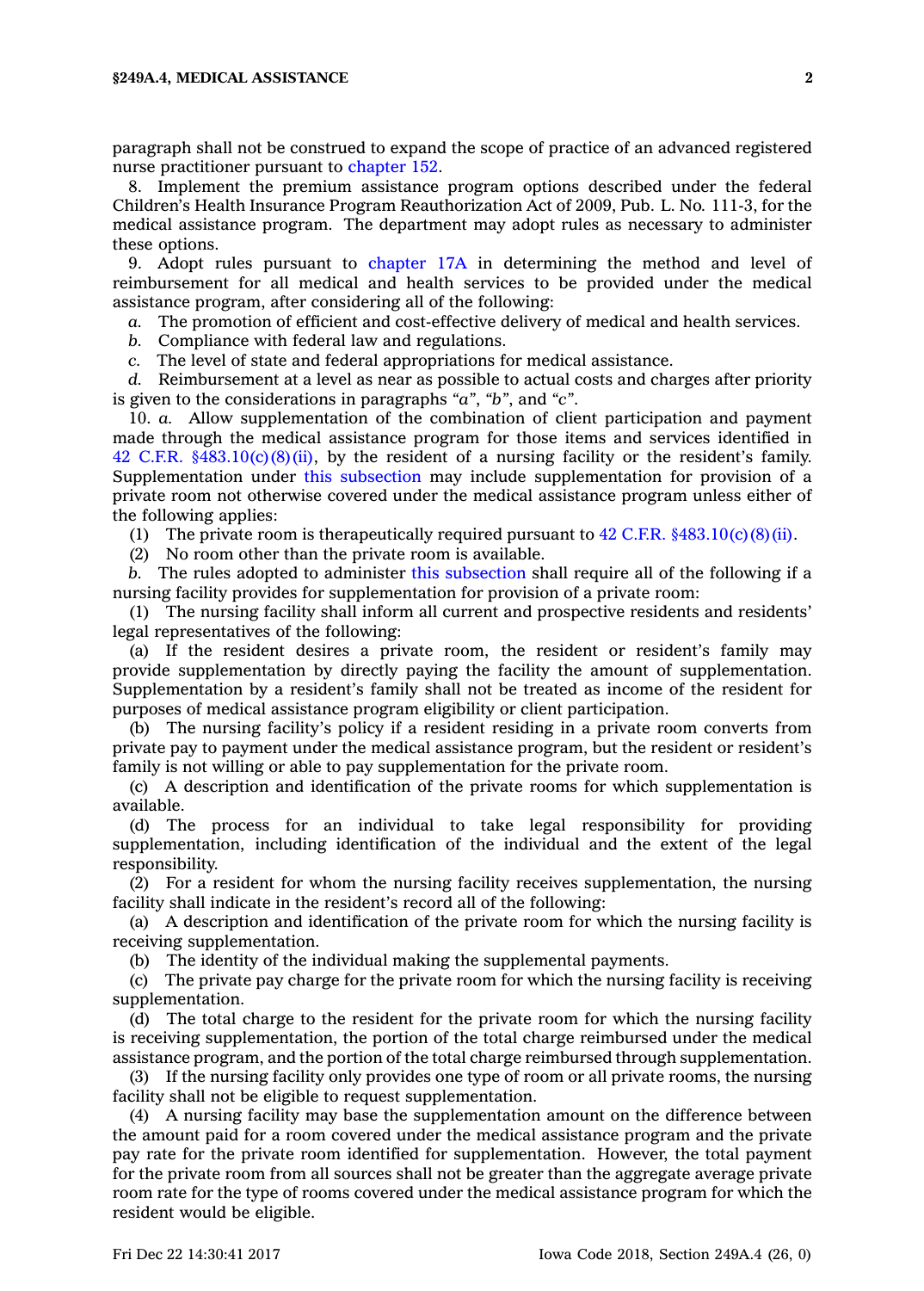paragraph shall not be construed to expand the scope of practice of an advanced registered nurse practitioner pursuant to chapter 152.

8. Implement the premium assistance program options described under the federal Children's Health Insurance Program Reauthorization Act of 2009, Pub. L. No. 111-3, for the medical assistance program. The department may adopt rules as necessary to administer these options.

9. Adopt rules pursuant to chapter 17A in determining the method and level of reimbursement for all medical and health services to be provided under the medical assistance program, after considering all of the following:

*a.* The promotion of efficient and cost-effective delivery of medical and health services.

*b.* Compliance with federal law and regulations.

*c.* The level of state and federal appropriations for medical assistance.

*d.* Reimbursement at a level as near as possible to actual costs and charges after priority is given to the considerations in paragraphs "*a*", "*b*", and "*c*".

10. *a.* Allow supplementation of the combination of client participation and payment made through the medical assistance program for those items and services identified in 42 C.F.R. §483.10(c)(8)(ii), by the resident of a nursing facility or the resident's family. Supplementation under this subsection may include supplementation for provision of a private room not otherwise covered under the medical assistance program unless either of the following applies:

(1) The private room is therapeutically required pursuant to 42 C.F.R. §483.10(c)(8)(ii).

(2) No room other than the private room is available.

*b.* The rules adopted to administer this subsection shall require all of the following if a nursing facility provides for supplementation for provision of a private room:

(1) The nursing facility shall inform all current and prospective residents and residents' legal representatives of the following:

(a) If the resident desires a private room, the resident or resident's family may provide supplementation by directly paying the facility the amount of supplementation. Supplementation by a resident's family shall not be treated as income of the resident for purposes of medical assistance program eligibility or client participation.

(b) The nursing facility's policy if a resident residing in a private room converts from private pay to payment under the medical assistance program, but the resident or resident's family is not willing or able to pay supplementation for the private room.

(c) A description and identification of the private rooms for which supplementation is available.

(d) The process for an individual to take legal responsibility for providing supplementation, including identification of the individual and the extent of the legal responsibility.

(2) For a resident for whom the nursing facility receives supplementation, the nursing facility shall indicate in the resident's record all of the following:

(a) A description and identification of the private room for which the nursing facility is receiving supplementation.

(b) The identity of the individual making the supplemental payments.

(c) The private pay charge for the private room for which the nursing facility is receiving supplementation.

(d) The total charge to the resident for the private room for which the nursing facility is receiving supplementation, the portion of the total charge reimbursed under the medical assistance program, and the portion of the total charge reimbursed through supplementation.

(3) If the nursing facility only provides one type of room or all private rooms, the nursing facility shall not be eligible to request supplementation.

(4) A nursing facility may base the supplementation amount on the difference between the amount paid for a room covered under the medical assistance program and the private pay rate for the private room identified for supplementation. However, the total payment for the private room from all sources shall not be greater than the aggregate average private room rate for the type of rooms covered under the medical assistance program for which the resident would be eligible.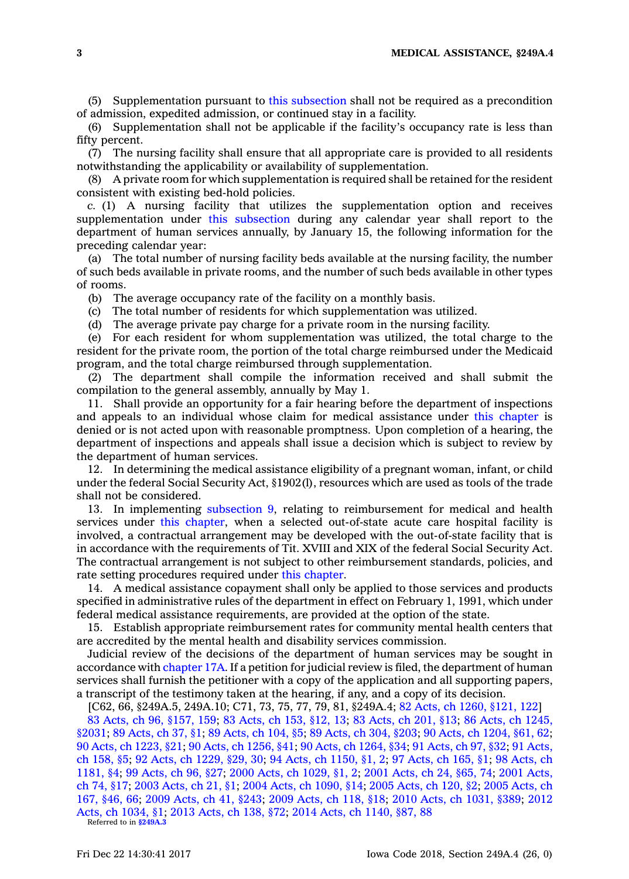(5) Supplementation pursuant to this subsection shall not be required as a precondition of admission, expedited admission, or continued stay in a facility.

(6) Supplementation shall not be applicable if the facility's occupancy rate is less than fifty percent.

(7) The nursing facility shall ensure that all appropriate care is provided to all residents notwithstanding the applicability or availability of supplementation.

(8) A private room for which supplementation is required shall be retained for the resident consistent with existing bed-hold policies.

*c.* (1) A nursing facility that utilizes the supplementation option and receives supplementation under this subsection during any calendar year shall report to the department of human services annually, by January 15, the following information for the preceding calendar year:

(a) The total number of nursing facility beds available at the nursing facility, the number of such beds available in private rooms, and the number of such beds available in other types of rooms.

(b) The average occupancy rate of the facility on a monthly basis.

(c) The total number of residents for which supplementation was utilized.

(d) The average private pay charge for a private room in the nursing facility.

(e) For each resident for whom supplementation was utilized, the total charge to the resident for the private room, the portion of the total charge reimbursed under the Medicaid program, and the total charge reimbursed through supplementation.

(2) The department shall compile the information received and shall submit the compilation to the general assembly, annually by May 1.

11. Shall provide an opportunity for a fair hearing before the department of inspections and appeals to an individual whose claim for medical assistance under this chapter is denied or is not acted upon with reasonable promptness. Upon completion of a hearing, the department of inspections and appeals shall issue a decision which is subject to review by the department of human services.

12. In determining the medical assistance eligibility of a pregnant woman, infant, or child under the federal Social Security Act, §1902(l), resources which are used as tools of the trade shall not be considered.

13. In implementing subsection 9, relating to reimbursement for medical and health services under this chapter, when a selected out-of-state acute care hospital facility is involved, a contractual arrangement may be developed with the out-of-state facility that is in accordance with the requirements of Tit. XVIII and XIX of the federal Social Security Act. The contractual arrangement is not subject to other reimbursement standards, policies, and rate setting procedures required under this chapter.

14. A medical assistance copayment shall only be applied to those services and products specified in administrative rules of the department in effect on February 1, 1991, which under federal medical assistance requirements, are provided at the option of the state.

15. Establish appropriate reimbursement rates for community mental health centers that are accredited by the mental health and disability services commission.

Judicial review of the decisions of the department of human services may be sought in accordance with chapter 17A. If a petition for judicial review is filed, the department of human services shall furnish the petitioner with a copy of the application and all supporting papers, a transcript of the testimony taken at the hearing, if any, and a copy of its decision.

[C62, 66, §249A.5, 249A.10; C71, 73, 75, 77, 79, 81, §249A.4; 82 Acts, ch 1260, §121, 122]

83 Acts, ch 96, §157, 159; 83 Acts, ch 153, §12, 13; 83 Acts, ch 201, §13; 86 Acts, ch 1245, §2031; 89 Acts, ch 37, §1; 89 Acts, ch 104, §5; 89 Acts, ch 304, §203; 90 Acts, ch 1204, §61, 62; 90 Acts, ch 1223, §21; 90 Acts, ch 1256, §41; 90 Acts, ch 1264, §34; 91 Acts, ch 97, §32; 91 Acts, ch 158, §5; 92 Acts, ch 1229, §29, 30; 94 Acts, ch 1150, §1, 2; 97 Acts, ch 165, §1; 98 Acts, ch 1181, §4; 99 Acts, ch 96, §27; 2000 Acts, ch 1029, §1, 2; 2001 Acts, ch 24, §65, 74; 2001 Acts, ch 74, §17; 2003 Acts, ch 21, §1; 2004 Acts, ch 1090, §14; 2005 Acts, ch 120, §2; 2005 Acts, ch 167, §46, 66; 2009 Acts, ch 41, §243; 2009 Acts, ch 118, §18; 2010 Acts, ch 1031, §389; 2012 Acts, ch 1034, §1; 2013 Acts, ch 138, §72; 2014 Acts, ch 1140, §87, 88

Referred to in **§249A.3**